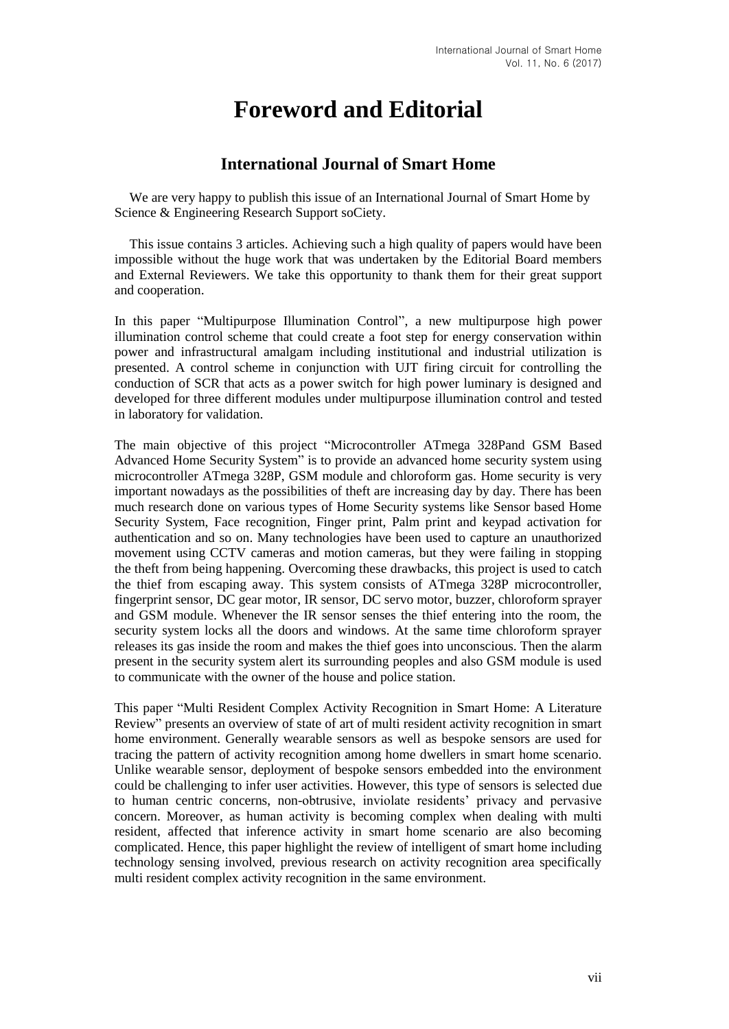# Foreword and Editorial

## International Journal of Smart Home

We are very happy to publish this issue of an International Journal of Smart Home by Science & Engineering Research Support soCiety.

This issue contains 3 articles. Achieving such a high quality of papers would have been impossible without the huge work that was undertaken by the Editorial Board members and External Reviewers. We take this opportunity to thank them for their great support and cooperation.

In this paper "Multipurpose Illumination Control", a new multipurpose high power illumination control scheme that could create a foot step for energy conservation within power and infrastructural amalgam including institutional and industrial utilization is presented. A control scheme in conjunction with UJT firing circuit for controlling the conduction of SCR that acts as a power switch for high power luminary is designed and developed for three different modules under multipurpose illumination control and tested in laboratory for validation.

The main objective of this project "Microcontroller ATmega 328Pand GSM Based Advanced Home Security System" is to provide an advanced home security system using microcontroller ATmega 328P, GSM module and chloroform gas. Home security is very important nowadays as the possibilities of theft are increasing day by day. There has been much research done on various types of Home Security systems like Sensor based Home Security System, Face recognition, Finger print, Palm print and keypad activation for authentication and so on. Many technologies have been used to capture an unauthorized movement using CCTV cameras and motion cameras, but they were failing in stopping the theft from being happening. Overcoming these drawbacks, this project is used to catch the thief from escaping away. This system consists of ATmega 328P microcontroller, fingerprint sensor, DC gear motor, IR sensor, DC servo motor, buzzer, chloroform sprayer and GSM module. Whenever the IR sensor senses the thief entering into the room, the security system locks all the doors and windows. At the same time chloroform sprayer releases its gas inside the room and makes the thief goes into unconscious. Then the alarm present in the security system alert its surrounding peoples and also GSM module is used to communicate with the owner of the house and police station.

This paper "Multi Resident Complex Activity Recognition in Smart Home: A Literature Review" presents an overview of state of art of multi resident activity recognition in smart home environment. Generally wearable sensors as well as bespoke sensors are used for tracing the pattern of activity recognition among home dwellers in smart home scenario. Unlike wearable sensor, deployment of bespoke sensors embedded into the environment could be challenging to infer user activities. However, this type of sensors is selected due to human centric concerns, non-obtrusive, inviolate residents' privacy and pervasive concern. Moreover, as human activity is becoming complex when dealing with multi resident, affected that inference activity in smart home scenario are also becoming complicated. Hence, this paper highlight the review of intelligent of smart home including technology sensing involved, previous research on activity recognition area specifically multi resident complex activity recognition in the same environment.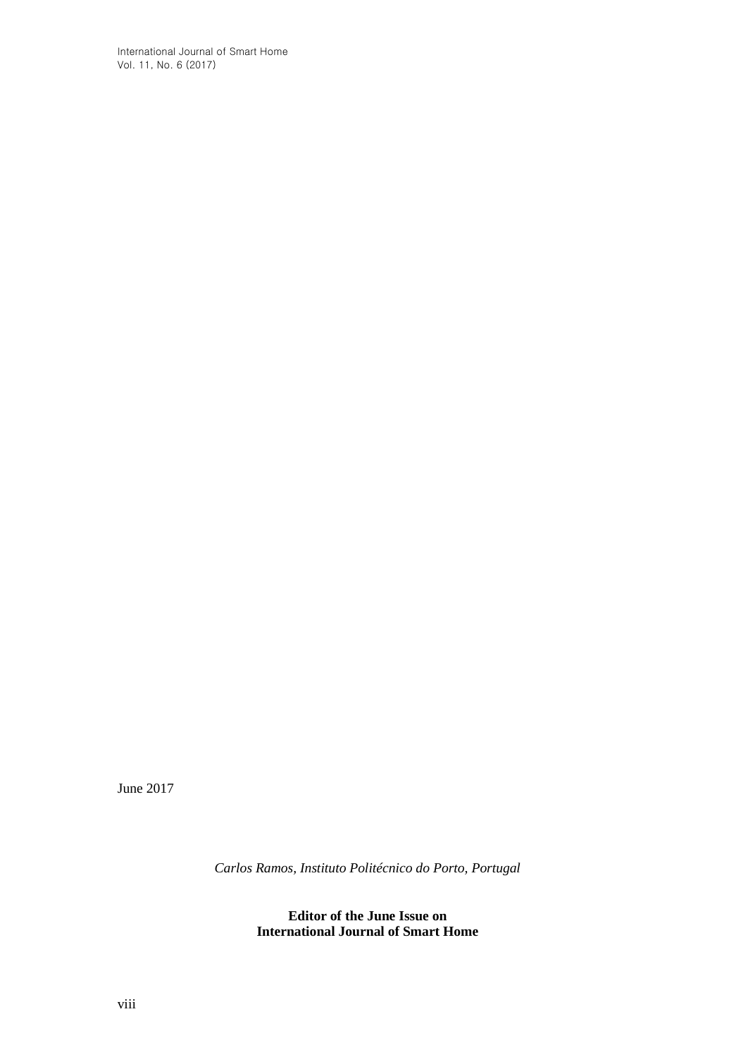June 2017

*Carlos Ramos, Instituto Politécnico do Porto, Portugal*

**Editor of the June Issue on**
**International Journal of Smart Home**